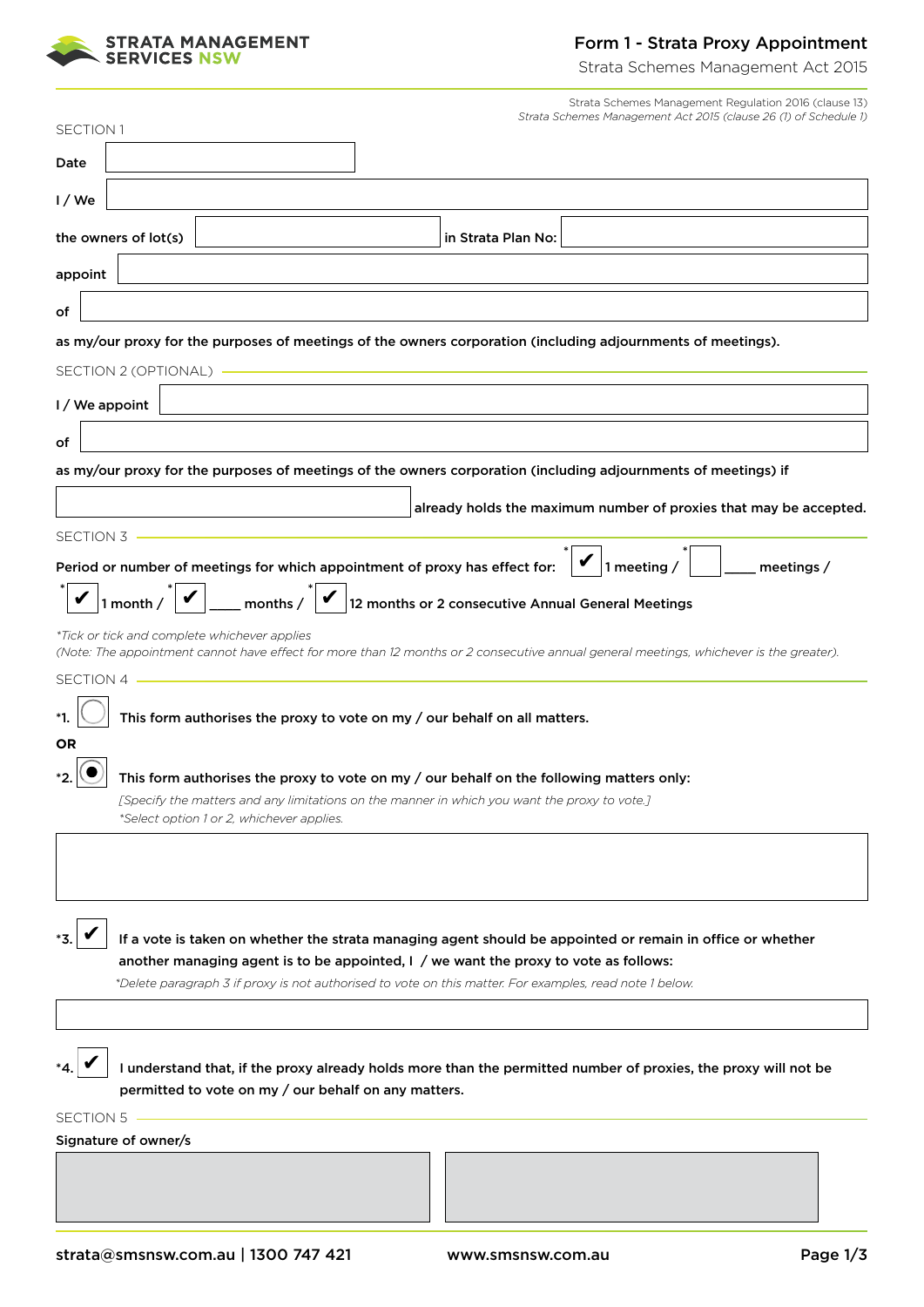STRATA MANAGEMENT SERVICES NSW

# Form 1 - Strata Proxy Appointment

Strata Schemes Management Act 2015

Strata Schemes Management Regulation 2016 (clause 13)
*Strata Schemes Management Act 2015 (clause 26 (1) of Schedule 1)*

SECTION 1

**Date** \_\_\_\_\_\_\_\_\_\_

**I / We** \_\_\_\_\_\_\_\_\_\_

**the owners of lot(s)** \_\_\_\_\_\_\_\_\_\_ **in Strata Plan No:** \_\_\_\_\_\_\_\_\_\_

**appoint** \_\_\_\_\_\_\_\_\_\_

**of** \_\_\_\_\_\_\_\_\_\_

**as my/our proxy for the purposes of meetings of the owners corporation (including adjournments of meetings).**

SECTION 2 (OPTIONAL)

**I / We appoint** \_\_\_\_\_\_\_\_\_\_

**of** \_\_\_\_\_\_\_\_\_\_

**as my/our proxy for the purposes of meetings of the owners corporation (including adjournments of meetings) if**

\_\_\_\_\_\_\_\_\_\_ **already holds the maximum number of proxies that may be accepted.**

SECTION 3

**Period or number of meetings for which appointment of proxy has effect for:** *☑ **1 meeting /** *☐ \_\_\_\_ **meetings /**

*☑ **1 month /** *☑ \_\_\_\_ **months /** *☑ **12 months or 2 consecutive Annual General Meetings**

*\*Tick or tick and complete whichever applies*
*(Note: The appointment cannot have effect for more than 12 months or 2 consecutive annual general meetings, whichever is the greater).*

SECTION 4

\*1. ○ **This form authorises the proxy to vote on my / our behalf on all matters.**

**OR**

\*2. ◉ **This form authorises the proxy to vote on my / our behalf on the following matters only:**

*[Specify the matters and any limitations on the manner in which you want the proxy to vote.]*
*\*Select option 1 or 2, whichever applies.*

\_\_\_\_\_\_\_\_\_\_

\*3. ☑ **If a vote is taken on whether the strata managing agent should be appointed or remain in office or whether another managing agent is to be appointed, I / we want the proxy to vote as follows:**

*\*Delete paragraph 3 if proxy is not authorised to vote on this matter. For examples, read note 1 below.*

\_\_\_\_\_\_\_\_\_\_

\*4. ☑ **I understand that, if the proxy already holds more than the permitted number of proxies, the proxy will not be permitted to vote on my / our behalf on any matters.**

SECTION 5

**Signature of owner/s**

\_\_\_\_\_\_\_\_\_\_ \_\_\_\_\_\_\_\_\_\_

strata@smsnsw.com.au | 1300 747 421 www.smsnsw.com.au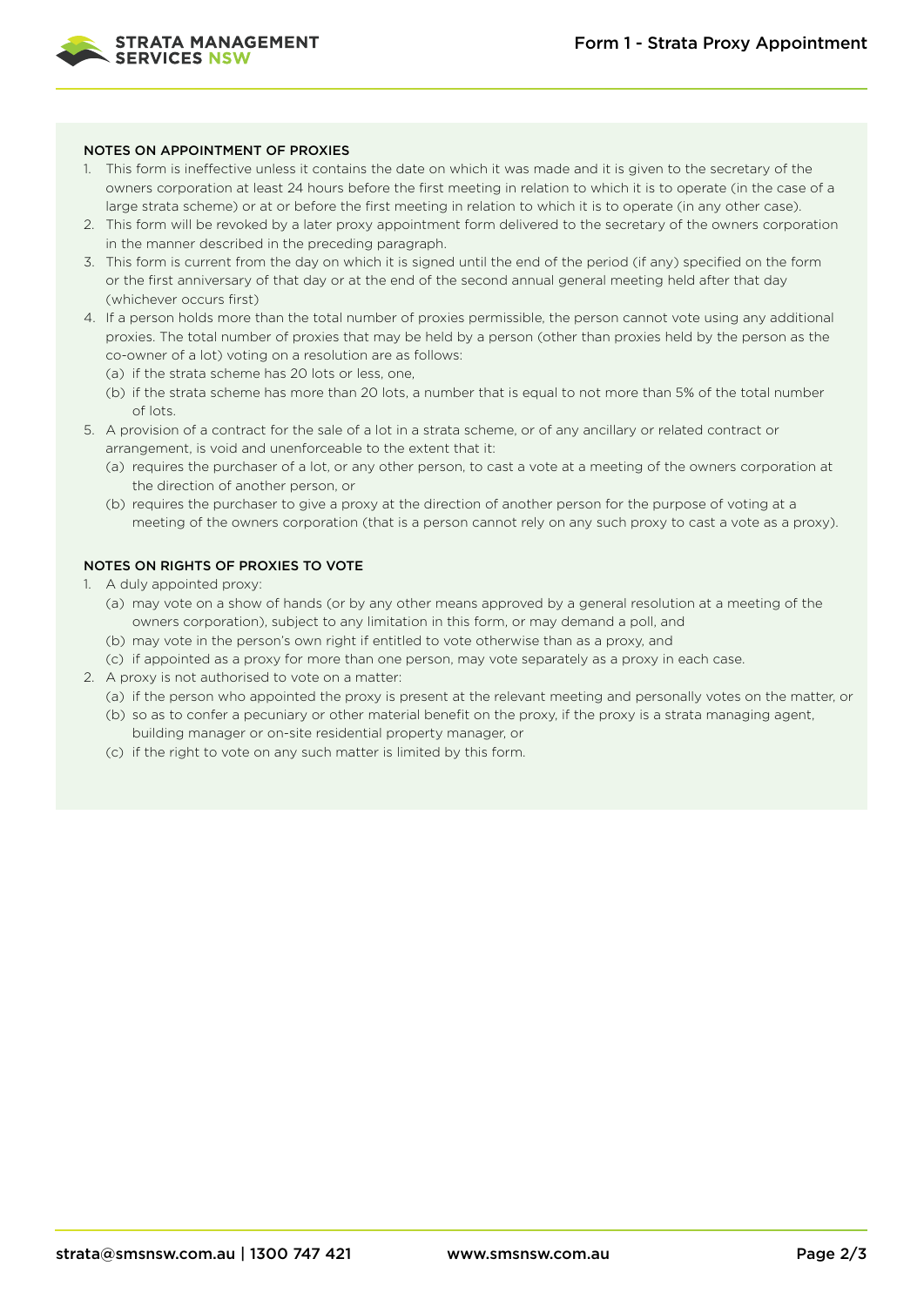## NOTES ON APPOINTMENT OF PROXIES

1. This form is ineffective unless it contains the date on which it was made and it is given to the secretary of the owners corporation at least 24 hours before the first meeting in relation to which it is to operate (in the case of a large strata scheme) or at or before the first meeting in relation to which it is to operate (in any other case).
2. This form will be revoked by a later proxy appointment form delivered to the secretary of the owners corporation in the manner described in the preceding paragraph.
3. This form is current from the day on which it is signed until the end of the period (if any) specified on the form or the first anniversary of that day or at the end of the second annual general meeting held after that day (whichever occurs first)
4. If a person holds more than the total number of proxies permissible, the person cannot vote using any additional proxies. The total number of proxies that may be held by a person (other than proxies held by the person as the co-owner of a lot) voting on a resolution are as follows:
   (a) if the strata scheme has 20 lots or less, one,
   (b) if the strata scheme has more than 20 lots, a number that is equal to not more than 5% of the total number of lots.
5. A provision of a contract for the sale of a lot in a strata scheme, or of any ancillary or related contract or arrangement, is void and unenforceable to the extent that it:
   (a) requires the purchaser of a lot, or any other person, to cast a vote at a meeting of the owners corporation at the direction of another person, or
   (b) requires the purchaser to give a proxy at the direction of another person for the purpose of voting at a meeting of the owners corporation (that is a person cannot rely on any such proxy to cast a vote as a proxy).

## NOTES ON RIGHTS OF PROXIES TO VOTE

1. A duly appointed proxy:
   (a) may vote on a show of hands (or by any other means approved by a general resolution at a meeting of the owners corporation), subject to any limitation in this form, or may demand a poll, and
   (b) may vote in the person's own right if entitled to vote otherwise than as a proxy, and
   (c) if appointed as a proxy for more than one person, may vote separately as a proxy in each case.
2. A proxy is not authorised to vote on a matter:
   (a) if the person who appointed the proxy is present at the relevant meeting and personally votes on the matter, or
   (b) so as to confer a pecuniary or other material benefit on the proxy, if the proxy is a strata managing agent, building manager or on-site residential property manager, or
   (c) if the right to vote on any such matter is limited by this form.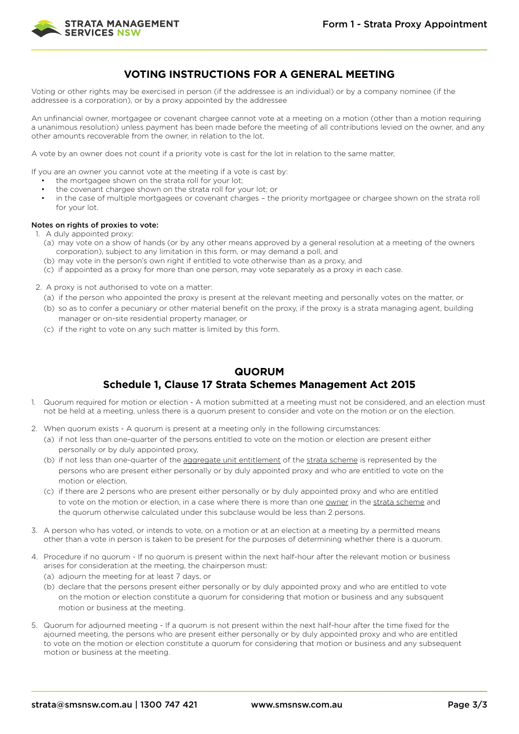## VOTING INSTRUCTIONS FOR A GENERAL MEETING

Voting or other rights may be exercised in person (if the addressee is an individual) or by a company nominee (if the addressee is a corporation), or by a proxy appointed by the addressee

An unfinancial owner, mortgagee or covenant chargee cannot vote at a meeting on a motion (other than a motion requiring a unanimous resolution) unless payment has been made before the meeting of all contributions levied on the owner, and any other amounts recoverable from the owner, in relation to the lot.

A vote by an owner does not count if a priority vote is cast for the lot in relation to the same matter,

If you are an owner you cannot vote at the meeting if a vote is cast by:

- the mortgagee shown on the strata roll for your lot;
- the covenant chargee shown on the strata roll for your lot; or
- in the case of multiple mortgagees or covenant charges – the priority mortgagee or chargee shown on the strata roll for your lot.

**Notes on rights of proxies to vote:**

1. A duly appointed proxy:
   (a) may vote on a show of hands (or by any other means approved by a general resolution at a meeting of the owners corporation), subject to any limitation in this form, or may demand a poll, and
   (b) may vote in the person's own right if entitled to vote otherwise than as a proxy, and
   (c) if appointed as a proxy for more than one person, may vote separately as a proxy in each case.
2. A proxy is not authorised to vote on a matter:
   (a) if the person who appointed the proxy is present at the relevant meeting and personally votes on the matter, or
   (b) so as to confer a pecuniary or other material benefit on the proxy, if the proxy is a strata managing agent, building manager or on-site residential property manager, or
   (c) if the right to vote on any such matter is limited by this form.

## QUORUM
## Schedule 1, Clause 17 Strata Schemes Management Act 2015

1. Quorum required for motion or election - A motion submitted at a meeting must not be considered, and an election must not be held at a meeting, unless there is a quorum present to consider and vote on the motion or on the election.
2. When quorum exists - A quorum is present at a meeting only in the following circumstances:
   (a) if not less than one-quarter of the persons entitled to vote on the motion or election are present either personally or by duly appointed proxy,
   (b) if not less than one-quarter of the aggregate unit entitlement of the strata scheme is represented by the persons who are present either personally or by duly appointed proxy and who are entitled to vote on the motion or election,
   (c) if there are 2 persons who are present either personally or by duly appointed proxy and who are entitled to vote on the motion or election, in a case where there is more than one owner in the strata scheme and the quorum otherwise calculated under this subclause would be less than 2 persons.
3. A person who has voted, or intends to vote, on a motion or at an election at a meeting by a permitted means other than a vote in person is taken to be present for the purposes of determining whether there is a quorum.
4. Procedure if no quorum - If no quorum is present within the next half-hour after the relevant motion or business arises for consideration at the meeting, the chairperson must:
   (a) adjourn the meeting for at least 7 days, or
   (b) declare that the persons present either personally or by duly appointed proxy and who are entitled to vote on the motion or election constitute a quorum for considering that motion or business and any subsquent motion or business at the meeting.
5. Quorum for adjourned meeting - If a quorum is not present within the next half-hour after the time fixed for the ajourned meeting, the persons who are present either personally or by duly appointed proxy and who are entitled to vote on the motion or election constitute a quorum for considering that motion or business and any subsequent motion or business at the meeting.